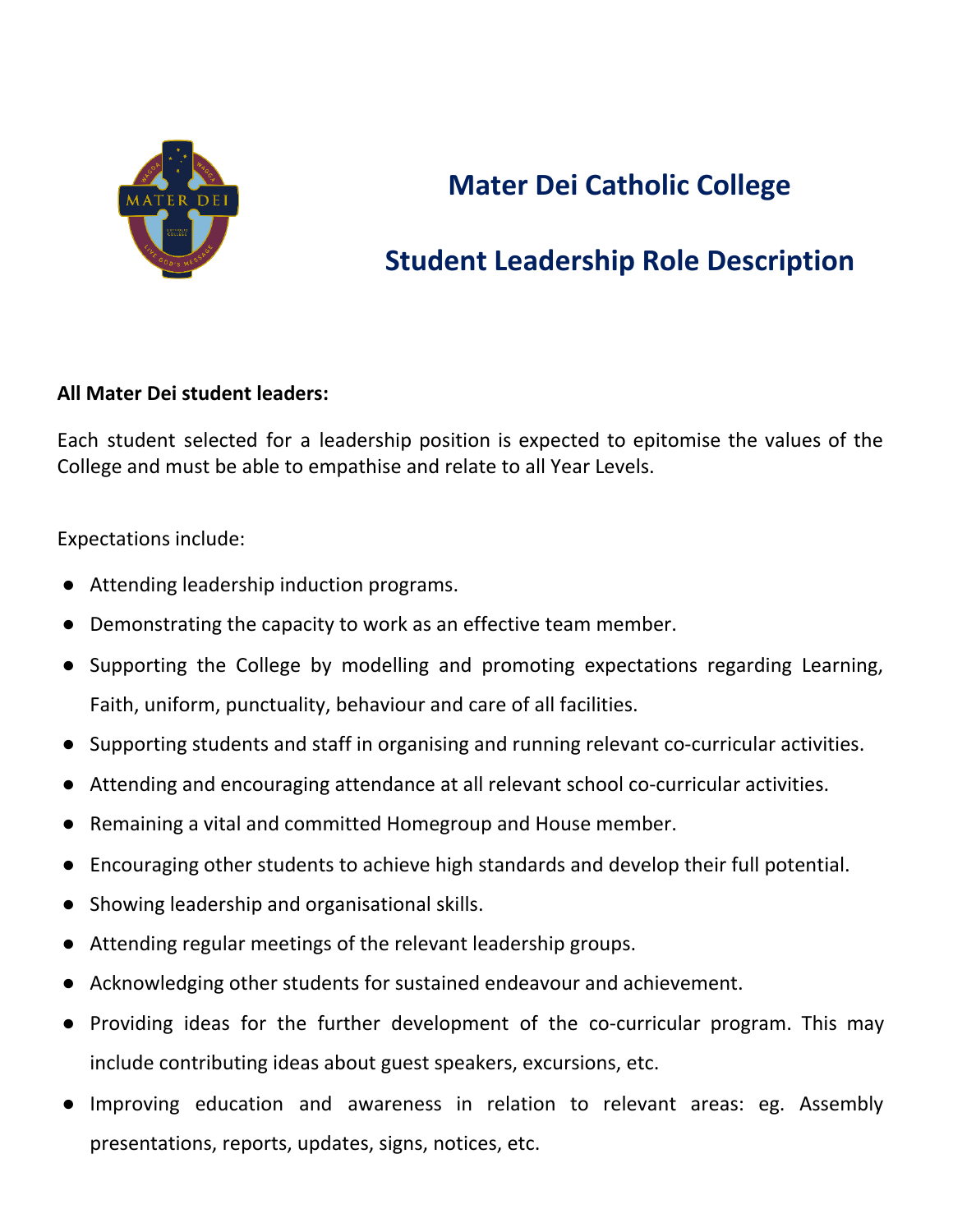# Mater Dei Catholic College

## Student Leadership Role Description

**All Mater Dei student leaders:**

Each student selected for a leadership position is expected to epitomise the values of the College and must be able to empathise and relate to all Year Levels.

Expectations include:

- Attending leadership induction programs.
- Demonstrating the capacity to work as an effective team member.
- Supporting the College by modelling and promoting expectations regarding Learning, Faith, uniform, punctuality, behaviour and care of all facilities.
- Supporting students and staff in organising and running relevant co-curricular activities.
- Attending and encouraging attendance at all relevant school co-curricular activities.
- Remaining a vital and committed Homegroup and House member.
- Encouraging other students to achieve high standards and develop their full potential.
- Showing leadership and organisational skills.
- Attending regular meetings of the relevant leadership groups.
- Acknowledging other students for sustained endeavour and achievement.
- Providing ideas for the further development of the co-curricular program. This may include contributing ideas about guest speakers, excursions, etc.
- Improving education and awareness in relation to relevant areas: eg. Assembly presentations, reports, updates, signs, notices, etc.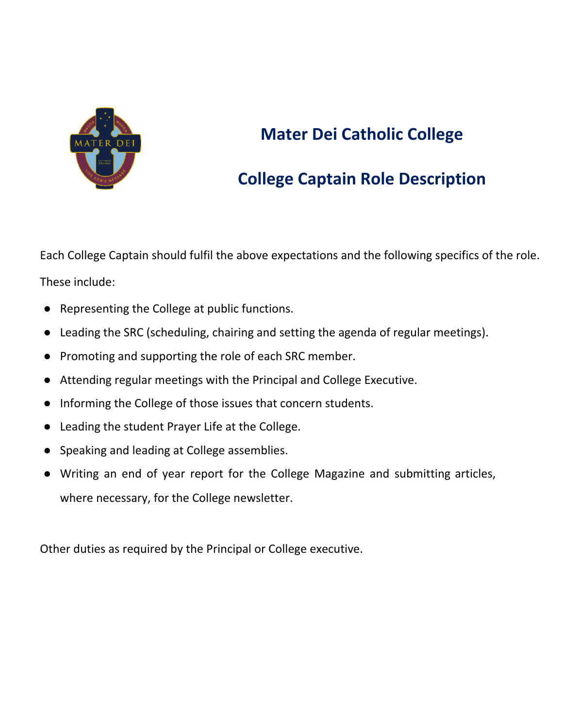# Mater Dei Catholic College

# College Captain Role Description

Each College Captain should fulfil the above expectations and the following specifics of the role.

These include:

- Representing the College at public functions.
- Leading the SRC (scheduling, chairing and setting the agenda of regular meetings).
- Promoting and supporting the role of each SRC member.
- Attending regular meetings with the Principal and College Executive.
- Informing the College of those issues that concern students.
- Leading the student Prayer Life at the College.
- Speaking and leading at College assemblies.
- Writing an end of year report for the College Magazine and submitting articles, where necessary, for the College newsletter.

Other duties as required by the Principal or College executive.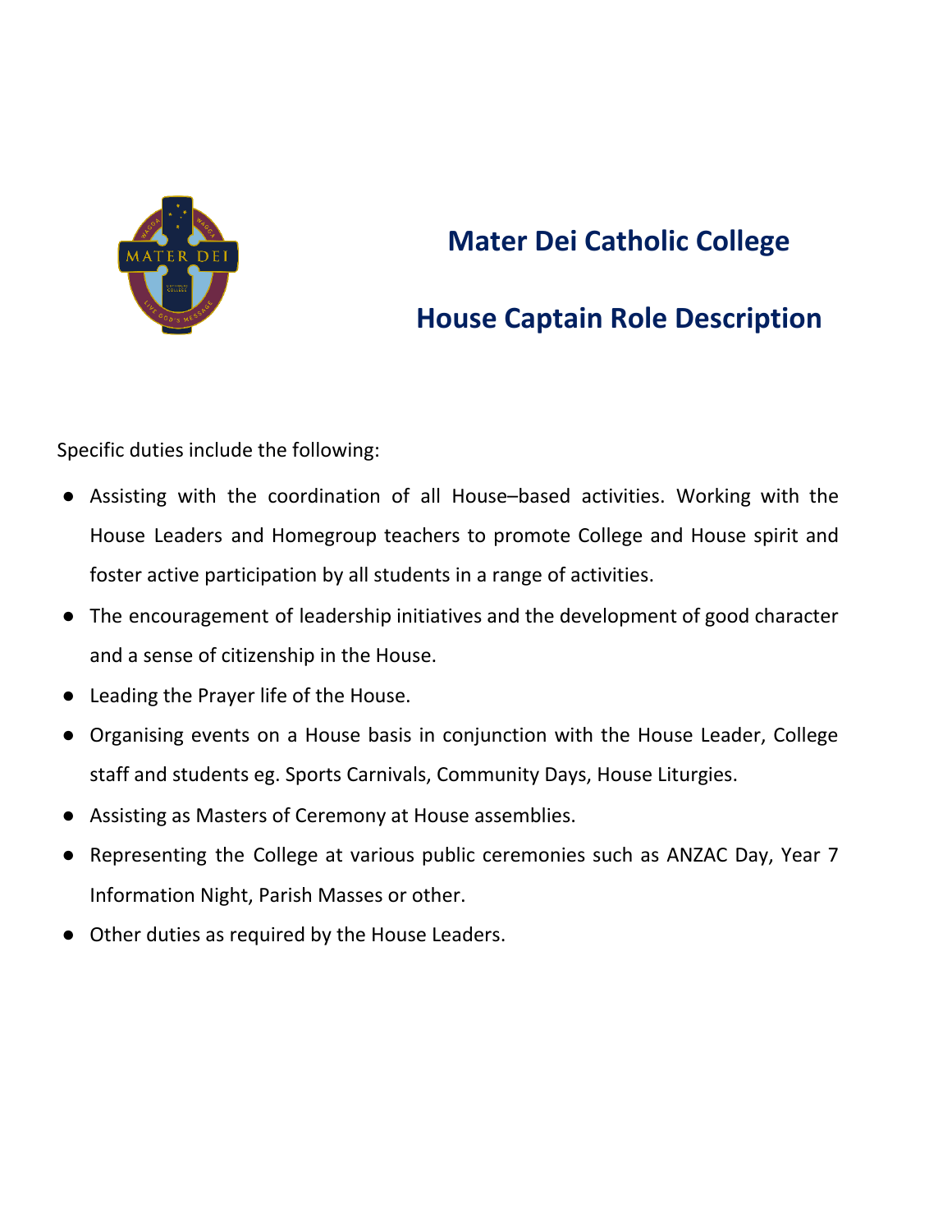# Mater Dei Catholic College

## House Captain Role Description

Specific duties include the following:

- Assisting with the coordination of all House–based activities. Working with the House Leaders and Homegroup teachers to promote College and House spirit and foster active participation by all students in a range of activities.
- The encouragement of leadership initiatives and the development of good character and a sense of citizenship in the House.
- Leading the Prayer life of the House.
- Organising events on a House basis in conjunction with the House Leader, College staff and students eg. Sports Carnivals, Community Days, House Liturgies.
- Assisting as Masters of Ceremony at House assemblies.
- Representing the College at various public ceremonies such as ANZAC Day, Year 7 Information Night, Parish Masses or other.
- Other duties as required by the House Leaders.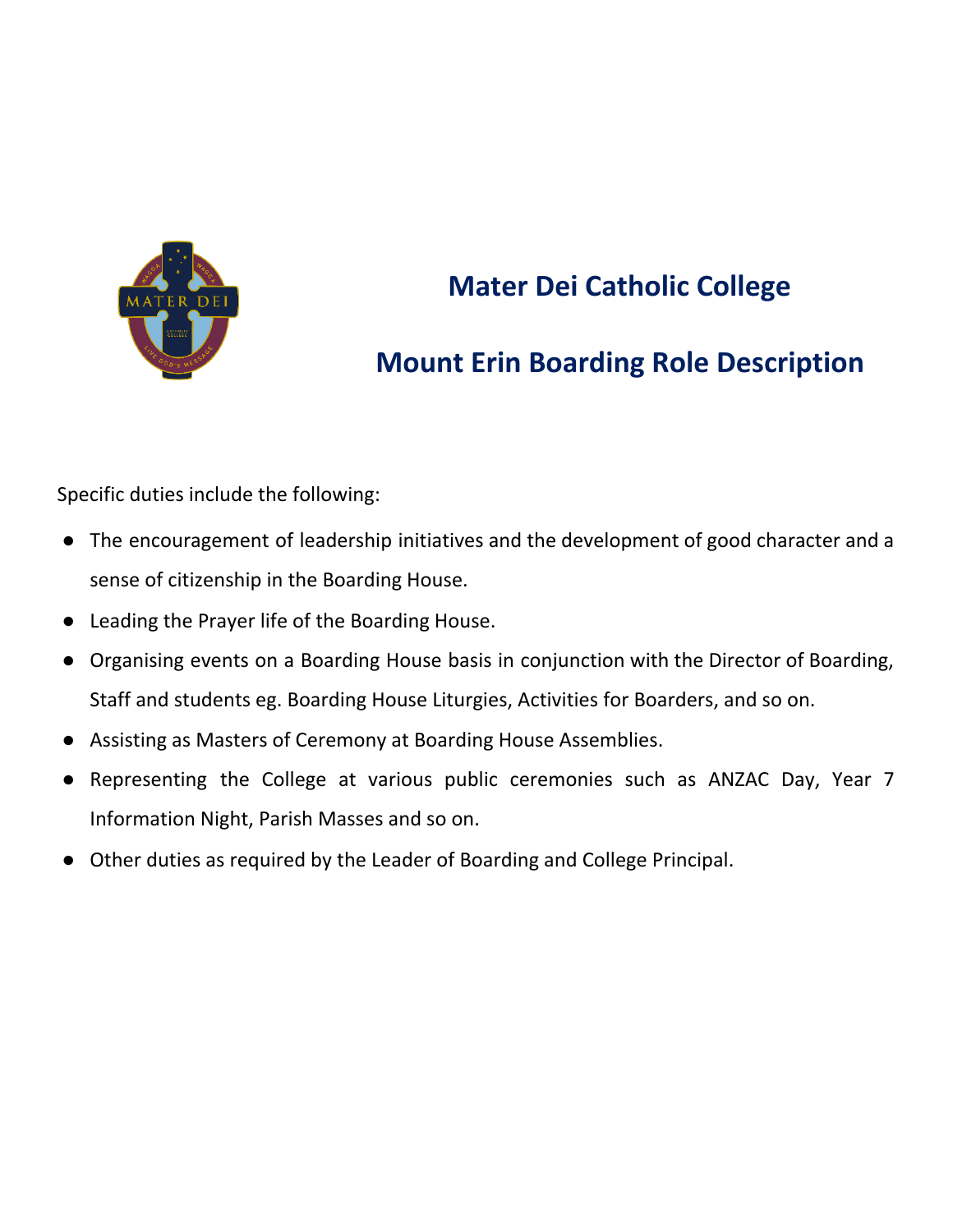# Mater Dei Catholic College

## Mount Erin Boarding Role Description

Specific duties include the following:

- The encouragement of leadership initiatives and the development of good character and a sense of citizenship in the Boarding House.
- Leading the Prayer life of the Boarding House.
- Organising events on a Boarding House basis in conjunction with the Director of Boarding, Staff and students eg. Boarding House Liturgies, Activities for Boarders, and so on.
- Assisting as Masters of Ceremony at Boarding House Assemblies.
- Representing the College at various public ceremonies such as ANZAC Day, Year 7 Information Night, Parish Masses and so on.
- Other duties as required by the Leader of Boarding and College Principal.